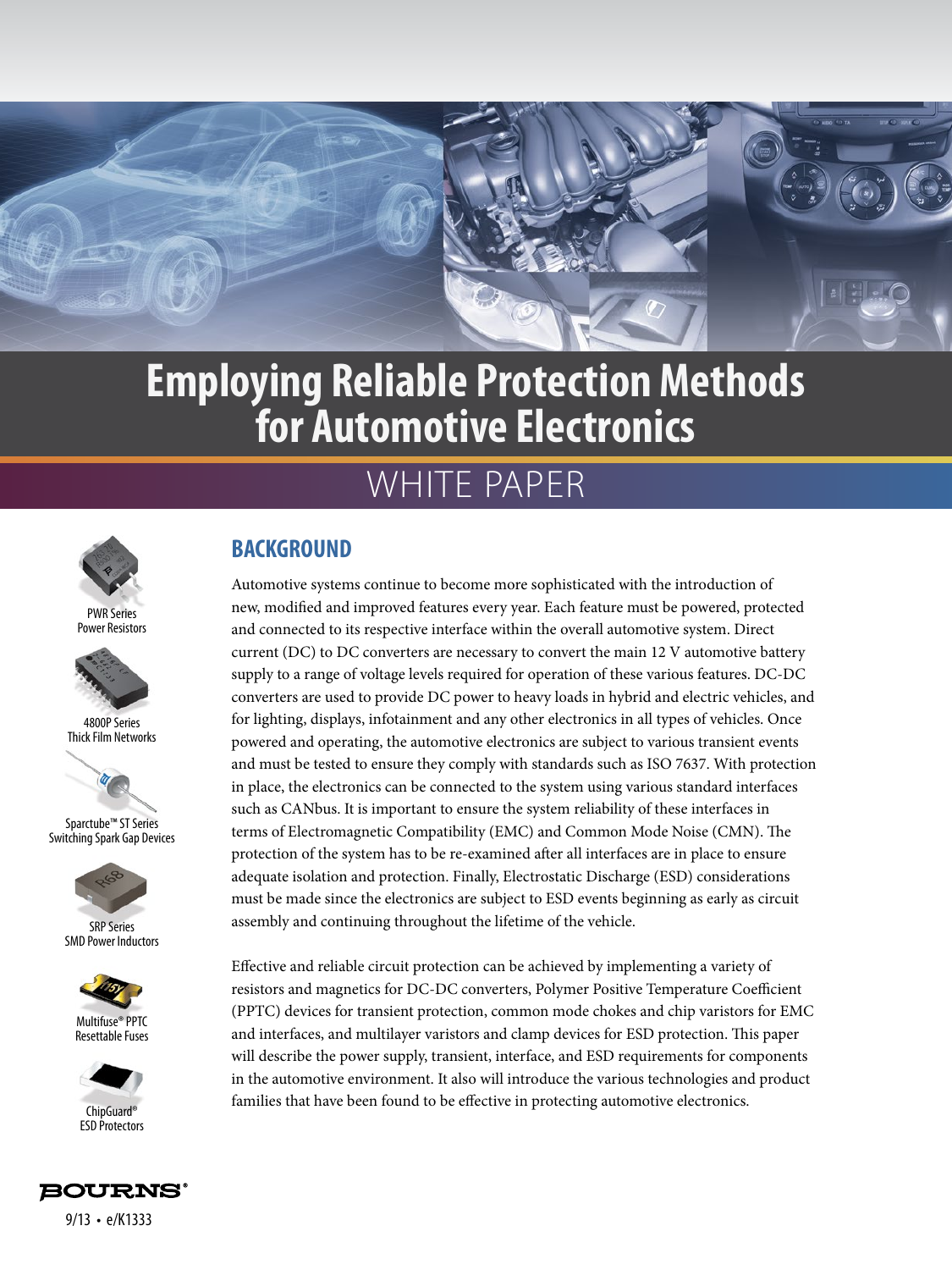# Employing Reliable Protection Methods for Automotive Electronics

## WHITE PAPER

PWR Series
Power Resistors

4800P Series
Thick Film Networks

Sparctube™ ST Series
Switching Spark Gap Devices

SRP Series
SMD Power Inductors

Multifuse® PPTC
Resettable Fuses

ChipGuard®
ESD Protectors

## BACKGROUND

Automotive systems continue to become more sophisticated with the introduction of new, modified and improved features every year. Each feature must be powered, protected and connected to its respective interface within the overall automotive system. Direct current (DC) to DC converters are necessary to convert the main 12 V automotive battery supply to a range of voltage levels required for operation of these various features. DC-DC converters are used to provide DC power to heavy loads in hybrid and electric vehicles, and for lighting, displays, infotainment and any other electronics in all types of vehicles. Once powered and operating, the automotive electronics are subject to various transient events and must be tested to ensure they comply with standards such as ISO 7637. With protection in place, the electronics can be connected to the system using various standard interfaces such as CANbus. It is important to ensure the system reliability of these interfaces in terms of Electromagnetic Compatibility (EMC) and Common Mode Noise (CMN). The protection of the system has to be re-examined after all interfaces are in place to ensure adequate isolation and protection. Finally, Electrostatic Discharge (ESD) considerations must be made since the electronics are subject to ESD events beginning as early as circuit assembly and continuing throughout the lifetime of the vehicle.

Effective and reliable circuit protection can be achieved by implementing a variety of resistors and magnetics for DC-DC converters, Polymer Positive Temperature Coefficient (PPTC) devices for transient protection, common mode chokes and chip varistors for EMC and interfaces, and multilayer varistors and clamp devices for ESD protection. This paper will describe the power supply, transient, interface, and ESD requirements for components in the automotive environment. It also will introduce the various technologies and product families that have been found to be effective in protecting automotive electronics.

BOURNS®

9/13 • e/K1333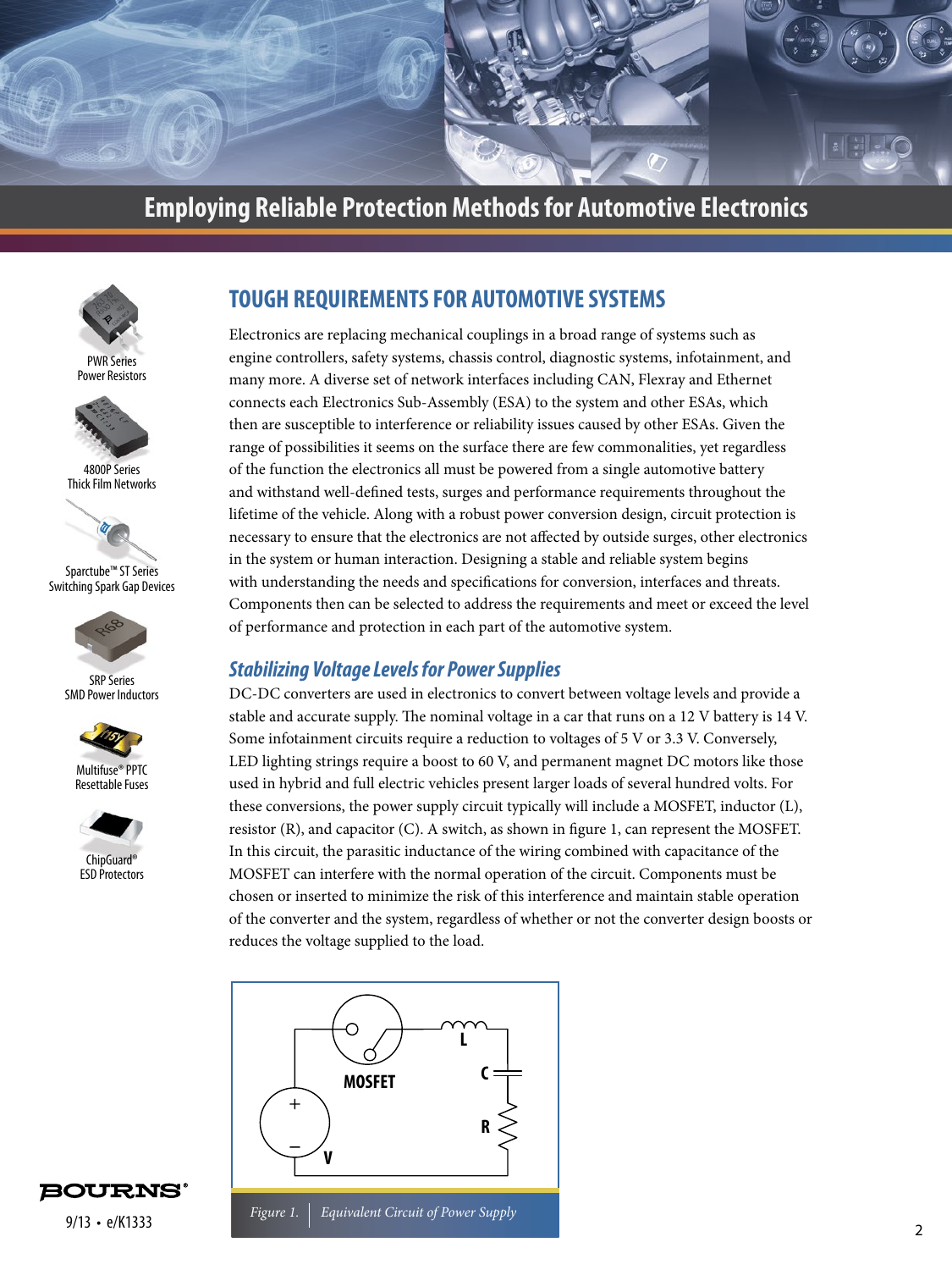# Employing Reliable Protection Methods for Automotive Electronics

PWR Series
Power Resistors

4800P Series
Thick Film Networks

Sparctube™ ST Series
Switching Spark Gap Devices

SRP Series
SMD Power Inductors

Multifuse® PPTC
Resettable Fuses

ChipGuard®
ESD Protectors

## TOUGH REQUIREMENTS FOR AUTOMOTIVE SYSTEMS

Electronics are replacing mechanical couplings in a broad range of systems such as engine controllers, safety systems, chassis control, diagnostic systems, infotainment, and many more. A diverse set of network interfaces including CAN, Flexray and Ethernet connects each Electronics Sub-Assembly (ESA) to the system and other ESAs, which then are susceptible to interference or reliability issues caused by other ESAs. Given the range of possibilities it seems on the surface there are few commonalities, yet regardless of the function the electronics all must be powered from a single automotive battery and withstand well-defined tests, surges and performance requirements throughout the lifetime of the vehicle. Along with a robust power conversion design, circuit protection is necessary to ensure that the electronics are not affected by outside surges, other electronics in the system or human interaction. Designing a stable and reliable system begins with understanding the needs and specifications for conversion, interfaces and threats. Components then can be selected to address the requirements and meet or exceed the level of performance and protection in each part of the automotive system.

### *Stabilizing Voltage Levels for Power Supplies*

DC-DC converters are used in electronics to convert between voltage levels and provide a stable and accurate supply. The nominal voltage in a car that runs on a 12 V battery is 14 V. Some infotainment circuits require a reduction to voltages of 5 V or 3.3 V. Conversely, LED lighting strings require a boost to 60 V, and permanent magnet DC motors like those used in hybrid and full electric vehicles present larger loads of several hundred volts. For these conversions, the power supply circuit typically will include a MOSFET, inductor (L), resistor (R), and capacitor (C). A switch, as shown in figure 1, can represent the MOSFET. In this circuit, the parasitic inductance of the wiring combined with capacitance of the MOSFET can interfere with the normal operation of the circuit. Components must be chosen or inserted to minimize the risk of this interference and maintain stable operation of the converter and the system, regardless of whether or not the converter design boosts or reduces the voltage supplied to the load.

*Figure 1. Equivalent Circuit of Power Supply*

9/13 • e/K1333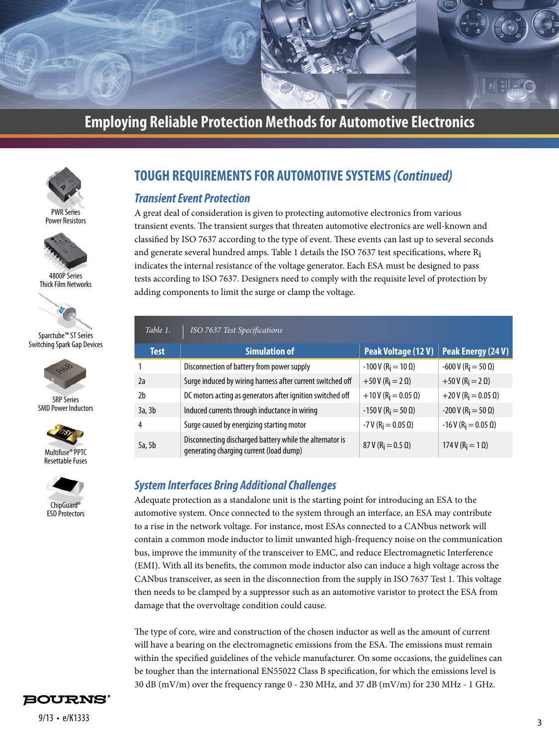# Employing Reliable Protection Methods for Automotive Electronics

PWR Series
Power Resistors

4800P Series
Thick Film Networks

Sparctube™ ST Series
Switching Spark Gap Devices

SRP Series
SMD Power Inductors

Multifuse® PPTC
Resettable Fuses

ChipGuard®
ESD Protectors

## TOUGH REQUIREMENTS FOR AUTOMOTIVE SYSTEMS *(Continued)*

### *Transient Event Protection*

A great deal of consideration is given to protecting automotive electronics from various transient events. The transient surges that threaten automotive electronics are well-known and classified by ISO 7637 according to the type of event. These events can last up to several seconds and generate several hundred amps. Table 1 details the ISO 7637 test specifications, where $R_i$ indicates the internal resistance of the voltage generator. Each ESA must be designed to pass tests according to ISO 7637. Designers need to comply with the requisite level of protection by adding components to limit the surge or clamp the voltage.

*Table 1. ISO 7637 Test Specifications*

| Test | Simulation of | Peak Voltage (12 V) | Peak Energy (24 V) |
|---|---|---|---|
| 1 | Disconnection of battery from power supply | -100 V ($R_i$ = 10 Ω) | -600 V ($R_i$ = 50 Ω) |
| 2a | Surge induced by wiring harness after current switched off | +50 V ($R_i$ = 2 Ω) | +50 V ($R_i$ = 2 Ω) |
| 2b | DC motors acting as generators after ignition switched off | +10 V ($R_i$ = 0.05 Ω) | +20 V ($R_i$ = 0.05 Ω) |
| 3a, 3b | Induced currents through inductance in wiring | -150 V ($R_i$ = 50 Ω) | -200 V ($R_i$ = 50 Ω) |
| 4 | Surge caused by energizing starting motor | -7 V ($R_i$ = 0.05 Ω) | -16 V ($R_i$ = 0.05 Ω) |
| 5a, 5b | Disconnecting discharged battery while the alternator is generating charging current (load dump) | 87 V ($R_i$ = 0.5 Ω) | 174 V ($R_i$ = 1 Ω) |

### *System Interfaces Bring Additional Challenges*

Adequate protection as a standalone unit is the starting point for introducing an ESA to the automotive system. Once connected to the system through an interface, an ESA may contribute to a rise in the network voltage. For instance, most ESAs connected to a CANbus network will contain a common mode inductor to limit unwanted high-frequency noise on the communication bus, improve the immunity of the transceiver to EMC, and reduce Electromagnetic Interference (EMI). With all its benefits, the common mode inductor also can induce a high voltage across the CANbus transceiver, as seen in the disconnection from the supply in ISO 7637 Test 1. This voltage then needs to be clamped by a suppressor such as an automotive varistor to protect the ESA from damage that the overvoltage condition could cause.

The type of core, wire and construction of the chosen inductor as well as the amount of current will have a bearing on the electromagnetic emissions from the ESA. The emissions must remain within the specified guidelines of the vehicle manufacturer. On some occasions, the guidelines can be tougher than the international EN55022 Class B specification, for which the emissions level is 30 dB (mV/m) over the frequency range 0 - 230 MHz, and 37 dB (mV/m) for 230 MHz - 1 GHz.

BOURNS®

9/13 • e/K1333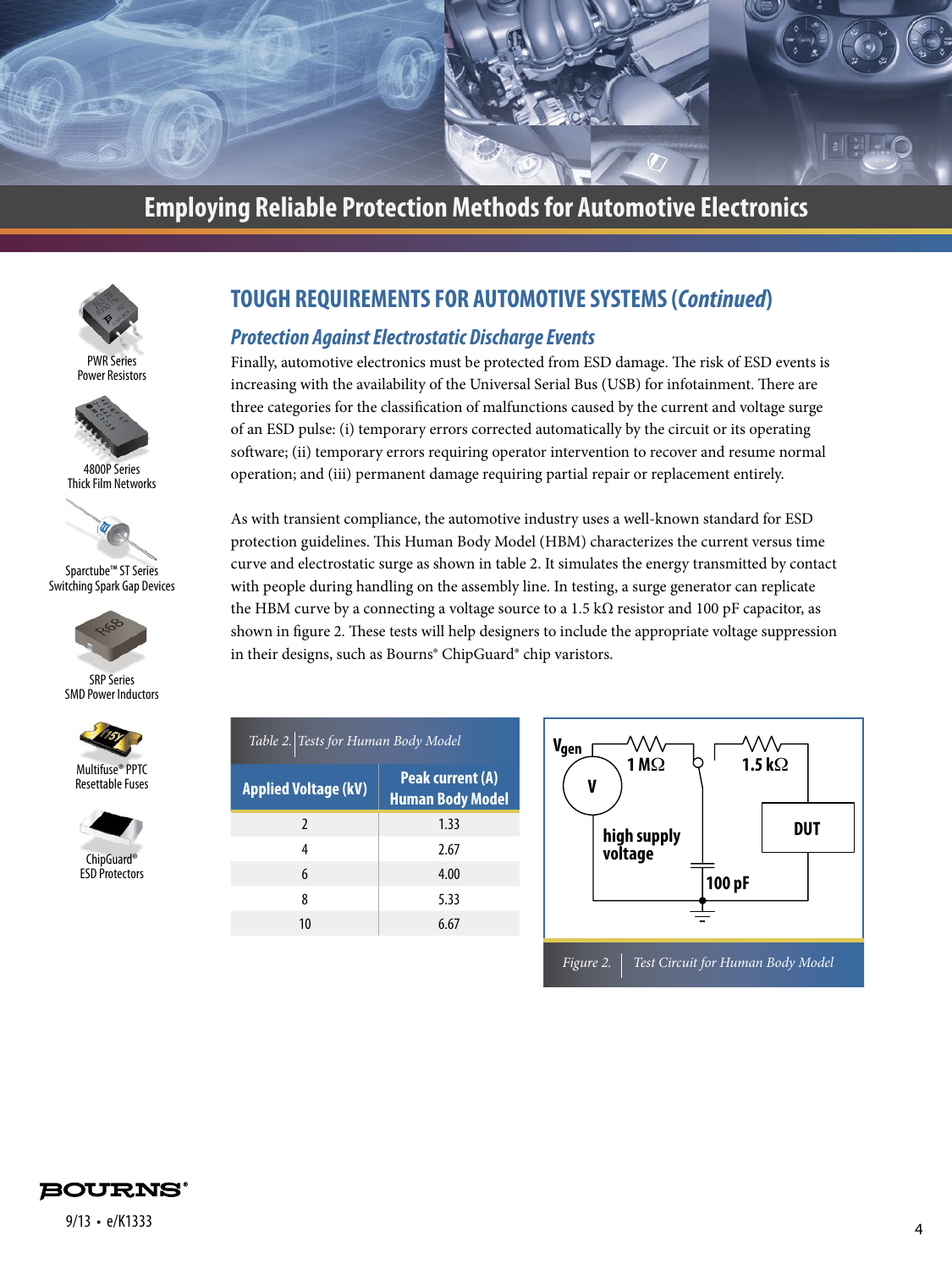# Employing Reliable Protection Methods for Automotive Electronics

PWR Series
Power Resistors

4800P Series
Thick Film Networks

Sparctube™ ST Series
Switching Spark Gap Devices

SRP Series
SMD Power Inductors

Multifuse® PPTC
Resettable Fuses

ChipGuard®
ESD Protectors

## TOUGH REQUIREMENTS FOR AUTOMOTIVE SYSTEMS (*Continued*)

### *Protection Against Electrostatic Discharge Events*

Finally, automotive electronics must be protected from ESD damage. The risk of ESD events is increasing with the availability of the Universal Serial Bus (USB) for infotainment. There are three categories for the classification of malfunctions caused by the current and voltage surge of an ESD pulse: (i) temporary errors corrected automatically by the circuit or its operating software; (ii) temporary errors requiring operator intervention to recover and resume normal operation; and (iii) permanent damage requiring partial repair or replacement entirely.

As with transient compliance, the automotive industry uses a well-known standard for ESD protection guidelines. This Human Body Model (HBM) characterizes the current versus time curve and electrostatic surge as shown in table 2. It simulates the energy transmitted by contact with people during handling on the assembly line. In testing, a surge generator can replicate the HBM curve by a connecting a voltage source to a 1.5 kΩ resistor and 100 pF capacitor, as shown in figure 2. These tests will help designers to include the appropriate voltage suppression in their designs, such as Bourns® ChipGuard® chip varistors.

*Table 2. Tests for Human Body Model*

| Applied Voltage (kV) | Peak current (A) Human Body Model |
|---|---|
| 2 | 1.33 |
| 4 | 2.67 |
| 6 | 4.00 |
| 8 | 5.33 |
| 10 | 6.67 |

$V_{gen}$, V, high supply voltage, 1 MΩ, 1.5 kΩ, 100 pF, DUT

*Figure 2. Test Circuit for Human Body Model*

9/13 • e/K1333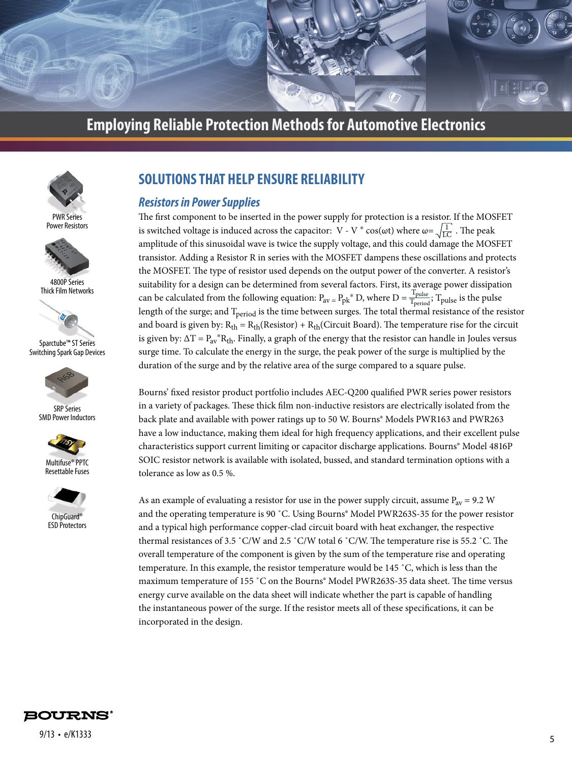# Employing Reliable Protection Methods for Automotive Electronics

PWR Series
Power Resistors

4800P Series
Thick Film Networks

Sparctube™ ST Series
Switching Spark Gap Devices

SRP Series
SMD Power Inductors

Multifuse® PPTC
Resettable Fuses

ChipGuard®
ESD Protectors

## SOLUTIONS THAT HELP ENSURE RELIABILITY

### *Resistors in Power Supplies*

The first component to be inserted in the power supply for protection is a resistor. If the MOSFET is switched voltage is induced across the capacitor: $V - V * \cos(\omega t)$ where $\omega = \sqrt{\frac{1}{LC}}$. The peak amplitude of this sinusoidal wave is twice the supply voltage, and this could damage the MOSFET transistor. Adding a Resistor R in series with the MOSFET dampens these oscillations and protects the MOSFET. The type of resistor used depends on the output power of the converter. A resistor's suitability for a design can be determined from several factors. First, its average power dissipation can be calculated from the following equation: $P_{av} = P_{pk} * D$, where $D = \frac{T_{pulse}}{T_{period}}$; $T_{pulse}$ is the pulse length of the surge; and $T_{period}$ is the time between surges. The total thermal resistance of the resistor and board is given by: $R_{th} = R_{th}(\text{Resistor}) + R_{th}(\text{Circuit Board})$. The temperature rise for the circuit is given by: $\Delta T = P_{av} * R_{th}$. Finally, a graph of the energy that the resistor can handle in Joules versus surge time. To calculate the energy in the surge, the peak power of the surge is multiplied by the duration of the surge and by the relative area of the surge compared to a square pulse.

Bourns' fixed resistor product portfolio includes AEC-Q200 qualified PWR series power resistors in a variety of packages. These thick film non-inductive resistors are electrically isolated from the back plate and available with power ratings up to 50 W. Bourns® Models PWR163 and PWR263 have a low inductance, making them ideal for high frequency applications, and their excellent pulse characteristics support current limiting or capacitor discharge applications. Bourns® Model 4816P SOIC resistor network is available with isolated, bussed, and standard termination options with a tolerance as low as 0.5 %.

As an example of evaluating a resistor for use in the power supply circuit, assume $P_{av} = 9.2$ W and the operating temperature is 90 ˚C. Using Bourns® Model PWR263S-35 for the power resistor and a typical high performance copper-clad circuit board with heat exchanger, the respective thermal resistances of 3.5 ˚C/W and 2.5 ˚C/W total 6 ˚C/W. The temperature rise is 55.2 ˚C. The overall temperature of the component is given by the sum of the temperature rise and operating temperature. In this example, the resistor temperature would be 145 ˚C, which is less than the maximum temperature of 155 ˚C on the Bourns® Model PWR263S-35 data sheet. The time versus energy curve available on the data sheet will indicate whether the part is capable of handling the instantaneous power of the surge. If the resistor meets all of these specifications, it can be incorporated in the design.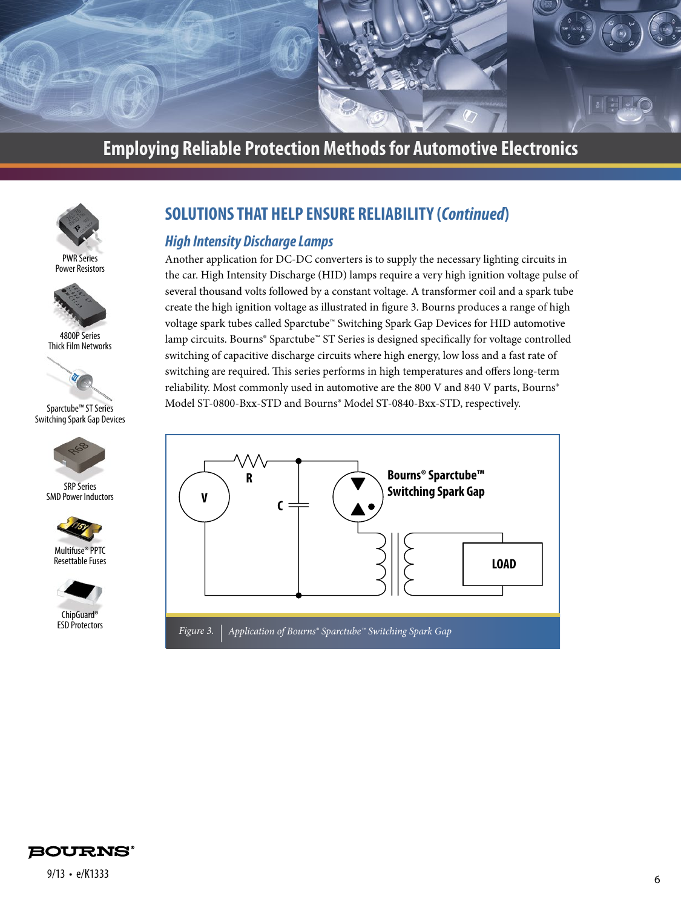## SOLUTIONS THAT HELP ENSURE RELIABILITY (*Continued*)

### *High Intensity Discharge Lamps*

Another application for DC-DC converters is to supply the necessary lighting circuits in the car. High Intensity Discharge (HID) lamps require a very high ignition voltage pulse of several thousand volts followed by a constant voltage. A transformer coil and a spark tube create the high ignition voltage as illustrated in figure 3. Bourns produces a range of high voltage spark tubes called Sparctube™ Switching Spark Gap Devices for HID automotive lamp circuits. Bourns® Sparctube™ ST Series is designed specifically for voltage controlled switching of capacitive discharge circuits where high energy, low loss and a fast rate of switching are required. This series performs in high temperatures and offers long-term reliability. Most commonly used in automotive are the 800 V and 840 V parts, Bourns® Model ST-0800-Bxx-STD and Bourns® Model ST-0840-Bxx-STD, respectively.

PWR Series Power Resistors

4800P Series Thick Film Networks

Sparctube™ ST Series Switching Spark Gap Devices

SRP Series SMD Power Inductors

Multifuse® PPTC Resettable Fuses

ChipGuard® ESD Protectors

V R C Bourns® Sparctube™ Switching Spark Gap LOAD

*Figure 3. Application of Bourns® Sparctube™ Switching Spark Gap*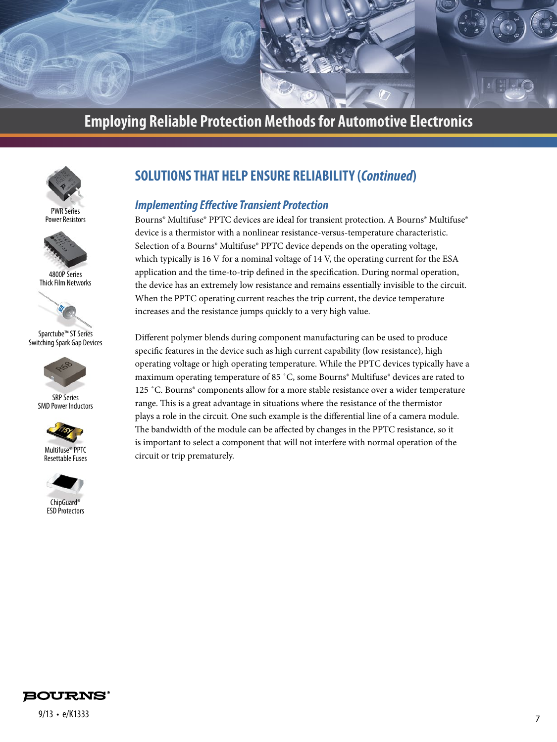# Employing Reliable Protection Methods for Automotive Electronics

PWR Series
Power Resistors

4800P Series
Thick Film Networks

Sparctube™ ST Series
Switching Spark Gap Devices

SRP Series
SMD Power Inductors

Multifuse® PPTC
Resettable Fuses

ChipGuard®
ESD Protectors

## SOLUTIONS THAT HELP ENSURE RELIABILITY (*Continued*)

### *Implementing Effective Transient Protection*

Bourns® Multifuse® PPTC devices are ideal for transient protection. A Bourns® Multifuse® device is a thermistor with a nonlinear resistance-versus-temperature characteristic. Selection of a Bourns® Multifuse® PPTC device depends on the operating voltage, which typically is 16 V for a nominal voltage of 14 V, the operating current for the ESA application and the time-to-trip defined in the specification. During normal operation, the device has an extremely low resistance and remains essentially invisible to the circuit. When the PPTC operating current reaches the trip current, the device temperature increases and the resistance jumps quickly to a very high value.

Different polymer blends during component manufacturing can be used to produce specific features in the device such as high current capability (low resistance), high operating voltage or high operating temperature. While the PPTC devices typically have a maximum operating temperature of 85 °C, some Bourns® Multifuse® devices are rated to 125 °C. Bourns® components allow for a more stable resistance over a wider temperature range. This is a great advantage in situations where the resistance of the thermistor plays a role in the circuit. One such example is the differential line of a camera module. The bandwidth of the module can be affected by changes in the PPTC resistance, so it is important to select a component that will not interfere with normal operation of the circuit or trip prematurely.

9/13 • e/K1333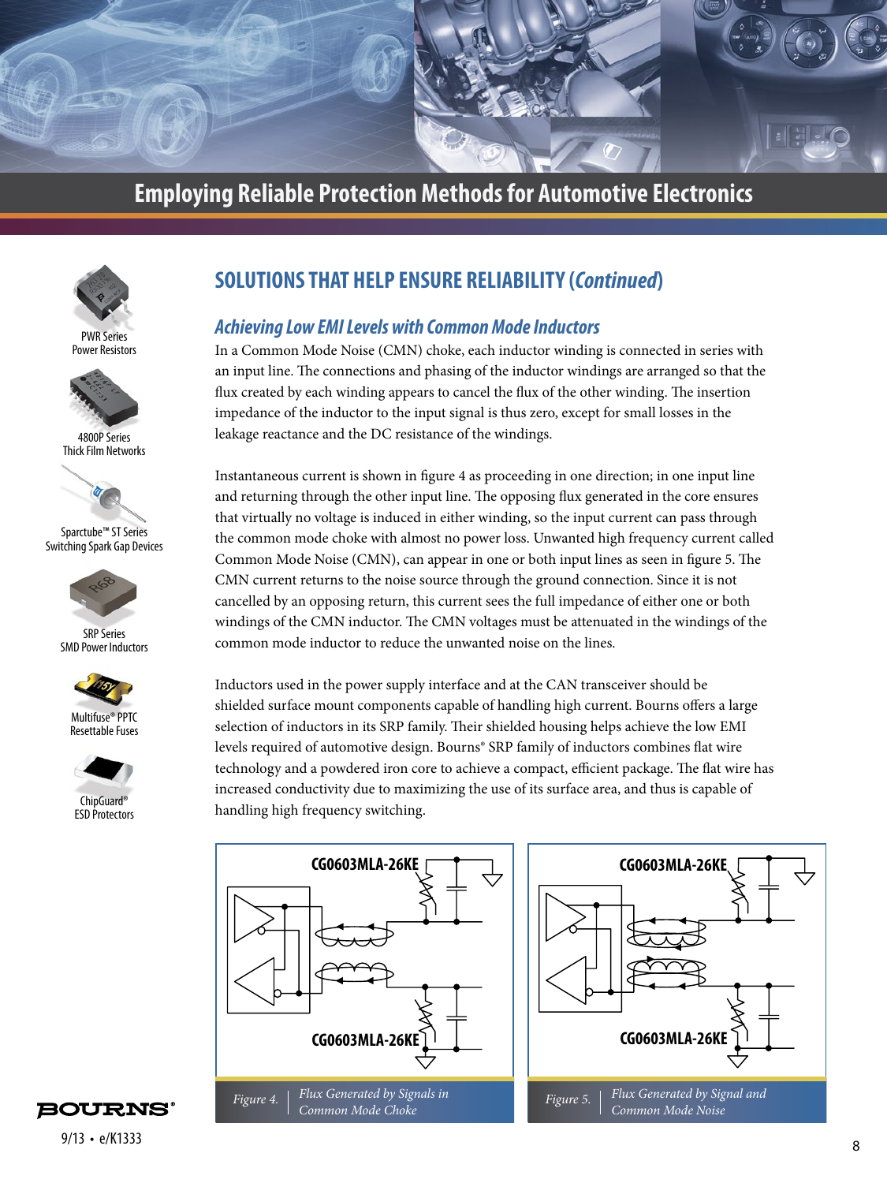## SOLUTIONS THAT HELP ENSURE RELIABILITY (*Continued*)

### *Achieving Low EMI Levels with Common Mode Inductors*

In a Common Mode Noise (CMN) choke, each inductor winding is connected in series with an input line. The connections and phasing of the inductor windings are arranged so that the flux created by each winding appears to cancel the flux of the other winding. The insertion impedance of the inductor to the input signal is thus zero, except for small losses in the leakage reactance and the DC resistance of the windings.

Instantaneous current is shown in figure 4 as proceeding in one direction; in one input line and returning through the other input line. The opposing flux generated in the core ensures that virtually no voltage is induced in either winding, so the input current can pass through the common mode choke with almost no power loss. Unwanted high frequency current called Common Mode Noise (CMN), can appear in one or both input lines as seen in figure 5. The CMN current returns to the noise source through the ground connection. Since it is not cancelled by an opposing return, this current sees the full impedance of either one or both windings of the CMN inductor. The CMN voltages must be attenuated in the windings of the common mode inductor to reduce the unwanted noise on the lines.

Inductors used in the power supply interface and at the CAN transceiver should be shielded surface mount components capable of handling high current. Bourns offers a large selection of inductors in its SRP family. Their shielded housing helps achieve the low EMI levels required of automotive design. Bourns® SRP family of inductors combines flat wire technology and a powdered iron core to achieve a compact, efficient package. The flat wire has increased conductivity due to maximizing the use of its surface area, and thus is capable of handling high frequency switching.

PWR Series Power Resistors

4800P Series Thick Film Networks

Sparctube™ ST Series Switching Spark Gap Devices

SRP Series SMD Power Inductors

Multifuse® PPTC Resettable Fuses

ChipGuard® ESD Protectors

CG0603MLA-26KE

CG0603MLA-26KE

*Figure 4.* *Flux Generated by Signals in Common Mode Choke*

CG0603MLA-26KE

CG0603MLA-26KE

*Figure 5.* *Flux Generated by Signal and Common Mode Noise*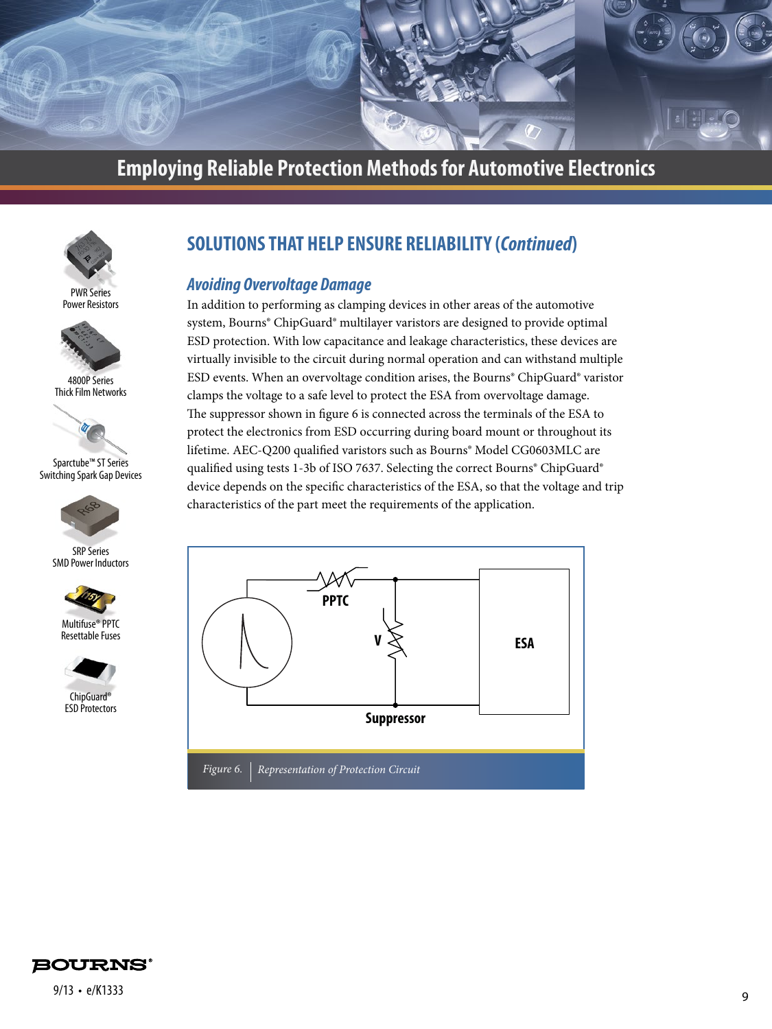# Employing Reliable Protection Methods for Automotive Electronics

PWR Series
Power Resistors

4800P Series
Thick Film Networks

Sparctube™ ST Series
Switching Spark Gap Devices

SRP Series
SMD Power Inductors

Multifuse® PPTC
Resettable Fuses

ChipGuard®
ESD Protectors

## SOLUTIONS THAT HELP ENSURE RELIABILITY (*Continued*)

### *Avoiding Overvoltage Damage*

In addition to performing as clamping devices in other areas of the automotive system, Bourns® ChipGuard® multilayer varistors are designed to provide optimal ESD protection. With low capacitance and leakage characteristics, these devices are virtually invisible to the circuit during normal operation and can withstand multiple ESD events. When an overvoltage condition arises, the Bourns® ChipGuard® varistor clamps the voltage to a safe level to protect the ESA from overvoltage damage.

The suppressor shown in figure 6 is connected across the terminals of the ESA to protect the electronics from ESD occurring during board mount or throughout its lifetime. AEC-Q200 qualified varistors such as Bourns® Model CG0603MLC are qualified using tests 1-3b of ISO 7637. Selecting the correct Bourns® ChipGuard® device depends on the specific characteristics of the ESA, so that the voltage and trip characteristics of the part meet the requirements of the application.

PPTC
V
ESA
Suppressor

*Figure 6. Representation of Protection Circuit*

9/13 • e/K1333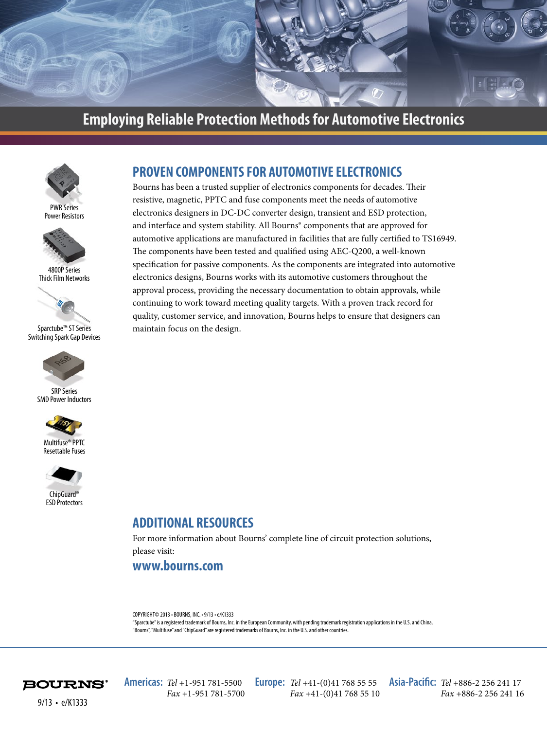# Employing Reliable Protection Methods for Automotive Electronics

PWR Series
Power Resistors

4800P Series
Thick Film Networks

Sparctube™ ST Series
Switching Spark Gap Devices

SRP Series
SMD Power Inductors

Multifuse® PPTC
Resettable Fuses

ChipGuard®
ESD Protectors

## PROVEN COMPONENTS FOR AUTOMOTIVE ELECTRONICS

Bourns has been a trusted supplier of electronics components for decades. Their resistive, magnetic, PPTC and fuse components meet the needs of automotive electronics designers in DC-DC converter design, transient and ESD protection, and interface and system stability. All Bourns® components that are approved for automotive applications are manufactured in facilities that are fully certified to TS16949. The components have been tested and qualified using AEC-Q200, a well-known specification for passive components. As the components are integrated into automotive electronics designs, Bourns works with its automotive customers throughout the approval process, providing the necessary documentation to obtain approvals, while continuing to work toward meeting quality targets. With a proven track record for quality, customer service, and innovation, Bourns helps to ensure that designers can maintain focus on the design.

## ADDITIONAL RESOURCES

For more information about Bourns' complete line of circuit protection solutions, please visit:

**www.bourns.com**

COPYRIGHT© 2013 • BOURNS, INC. • 9/13 • e/K1333
"Sparctube" is a registered trademark of Bourns, Inc. in the European Community, with pending trademark registration applications in the U.S. and China.
"Bourns", "Multifuse" and "ChipGuard" are registered trademarks of Bourns, Inc. in the U.S. and other countries.

BOURNS®

9/13 • e/K1333

**Americas:** *Tel* +1-951 781-5500
*Fax* +1-951 781-5700

**Europe:** *Tel* +41-(0)41 768 55 55
*Fax* +41-(0)41 768 55 10

**Asia-Pacific:** *Tel* +886-2 256 241 17
*Fax* +886-2 256 241 16